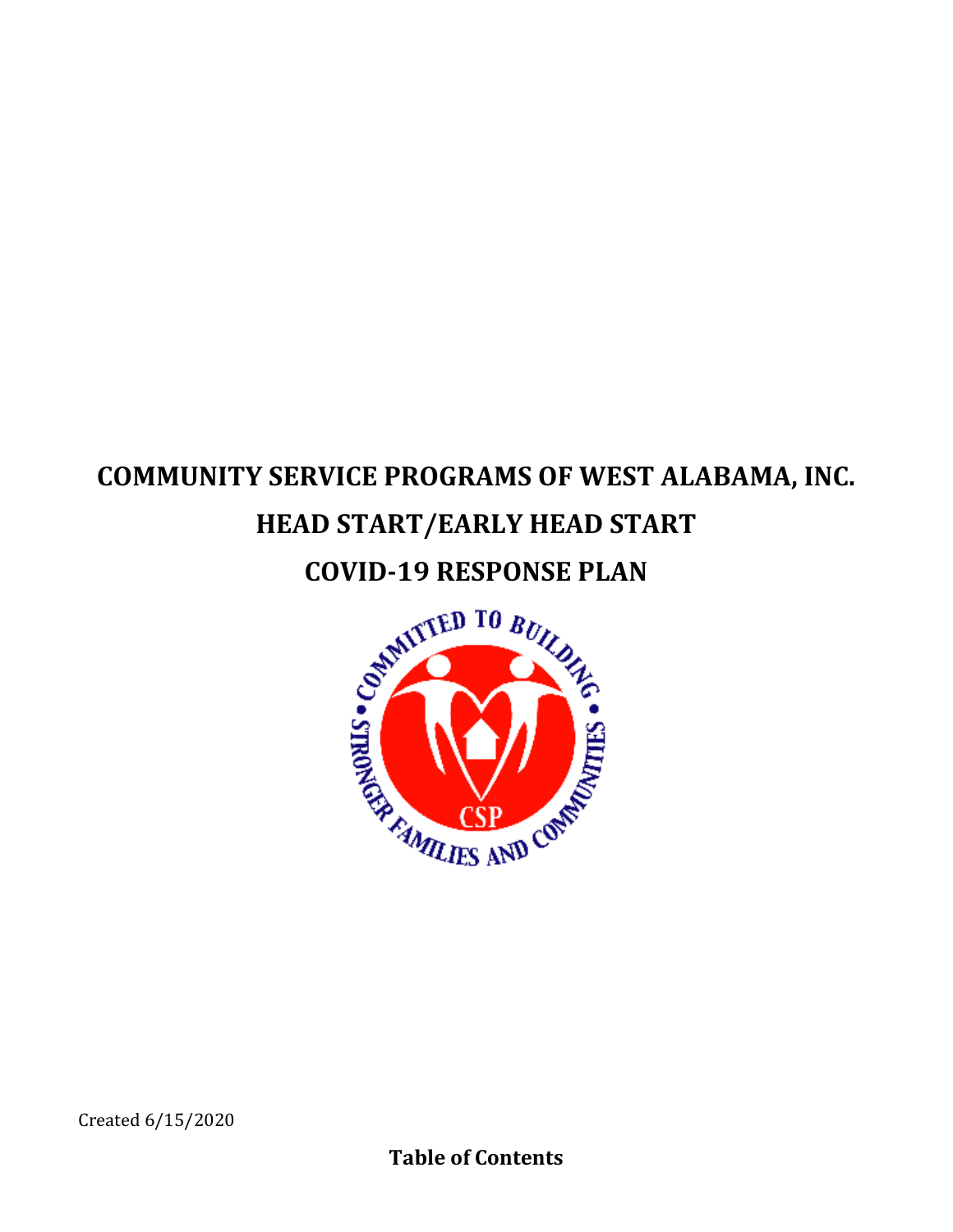# COMMUNITY SERVICE PROGRAMS OF WEST ALABAMA, INC.

# HEAD START/EARLY HEAD START

# COVID-19 RESPONSE PLAN

Created 6/15/2020

**Table of Contents**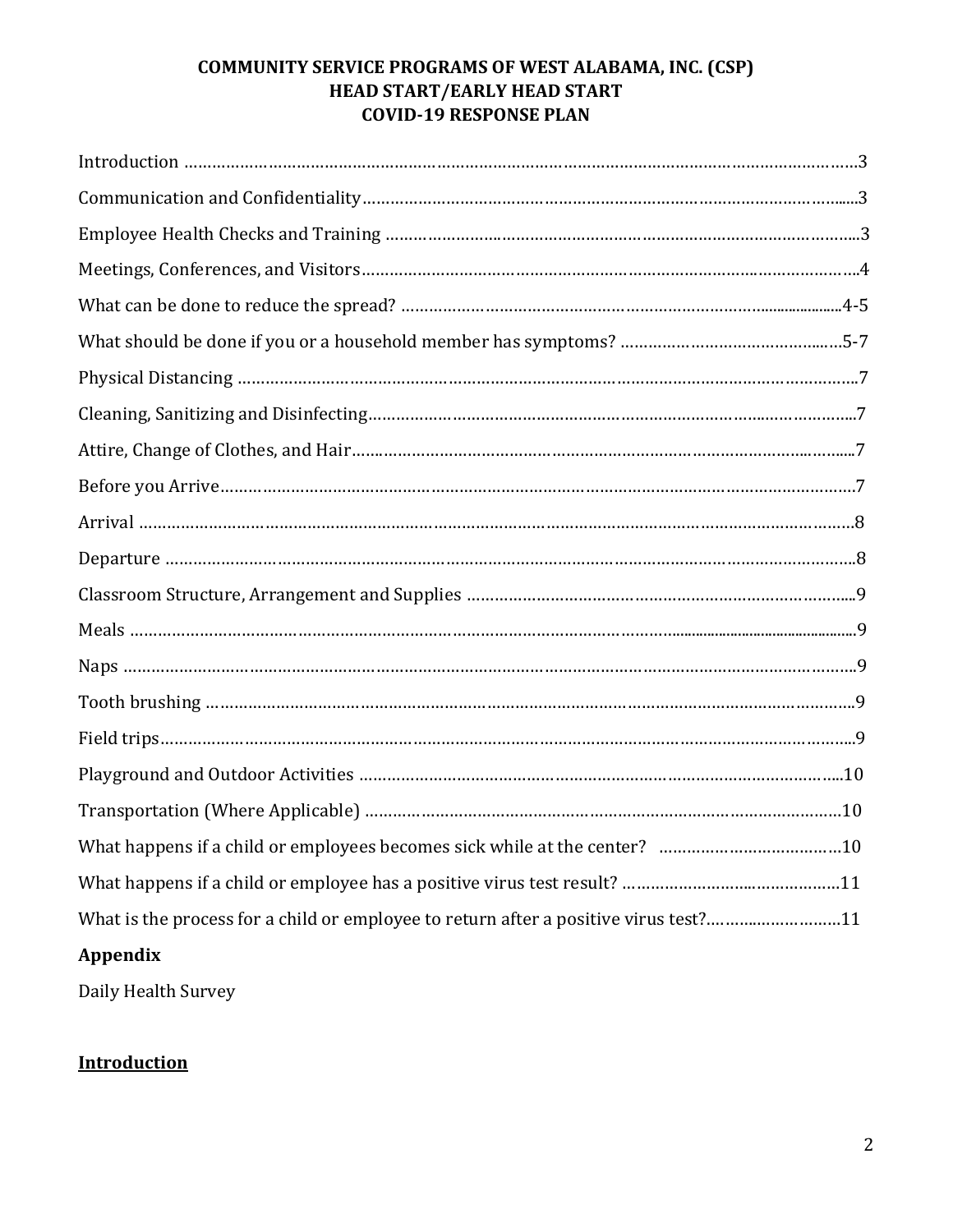**COMMUNITY SERVICE PROGRAMS OF WEST ALABAMA, INC. (CSP)**
**HEAD START/EARLY HEAD START**
**COVID-19 RESPONSE PLAN**

| | |
|---|---|
| Introduction | 3 |
| Communication and Confidentiality | 3 |
| Employee Health Checks and Training | 3 |
| Meetings, Conferences, and Visitors | 4 |
| What can be done to reduce the spread? | 4-5 |
| What should be done if you or a household member has symptoms? | 5-7 |
| Physical Distancing | 7 |
| Cleaning, Sanitizing and Disinfecting | 7 |
| Attire, Change of Clothes, and Hair | 7 |
| Before you Arrive | 7 |
| Arrival | 8 |
| Departure | 8 |
| Classroom Structure, Arrangement and Supplies | 9 |
| Meals | 9 |
| Naps | 9 |
| Tooth brushing | 9 |
| Field trips | 9 |
| Playground and Outdoor Activities | 10 |
| Transportation (Where Applicable) | 10 |
| What happens if a child or employees becomes sick while at the center? | 10 |
| What happens if a child or employee has a positive virus test result? | 11 |
| What is the process for a child or employee to return after a positive virus test? | 11 |

**Appendix**

Daily Health Survey

## Introduction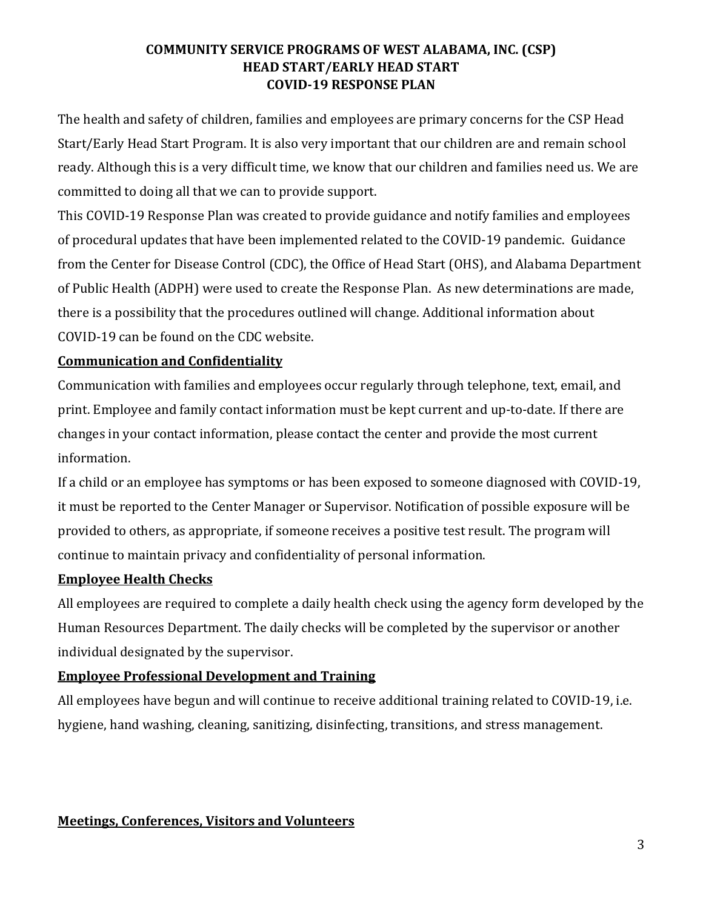**COMMUNITY SERVICE PROGRAMS OF WEST ALABAMA, INC. (CSP)**
**HEAD START/EARLY HEAD START**
**COVID-19 RESPONSE PLAN**

The health and safety of children, families and employees are primary concerns for the CSP Head Start/Early Head Start Program. It is also very important that our children are and remain school ready. Although this is a very difficult time, we know that our children and families need us. We are committed to doing all that we can to provide support.

This COVID-19 Response Plan was created to provide guidance and notify families and employees of procedural updates that have been implemented related to the COVID-19 pandemic. Guidance from the Center for Disease Control (CDC), the Office of Head Start (OHS), and Alabama Department of Public Health (ADPH) were used to create the Response Plan. As new determinations are made, there is a possibility that the procedures outlined will change. Additional information about COVID-19 can be found on the CDC website.

**Communication and Confidentiality**

Communication with families and employees occur regularly through telephone, text, email, and print. Employee and family contact information must be kept current and up-to-date. If there are changes in your contact information, please contact the center and provide the most current information.

If a child or an employee has symptoms or has been exposed to someone diagnosed with COVID-19, it must be reported to the Center Manager or Supervisor. Notification of possible exposure will be provided to others, as appropriate, if someone receives a positive test result. The program will continue to maintain privacy and confidentiality of personal information.

**Employee Health Checks**

All employees are required to complete a daily health check using the agency form developed by the Human Resources Department. The daily checks will be completed by the supervisor or another individual designated by the supervisor.

**Employee Professional Development and Training**

All employees have begun and will continue to receive additional training related to COVID-19, i.e. hygiene, hand washing, cleaning, sanitizing, disinfecting, transitions, and stress management.

**Meetings, Conferences, Visitors and Volunteers**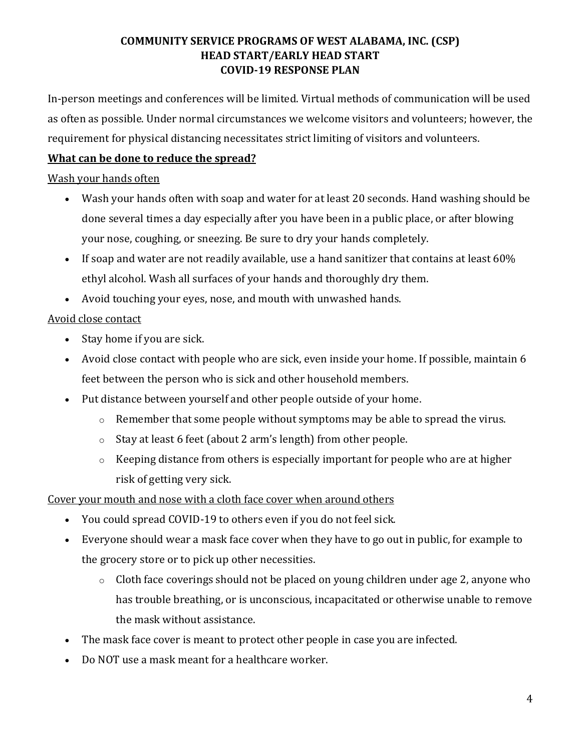**COMMUNITY SERVICE PROGRAMS OF WEST ALABAMA, INC. (CSP)**
**HEAD START/EARLY HEAD START**
**COVID-19 RESPONSE PLAN**

In-person meetings and conferences will be limited. Virtual methods of communication will be used as often as possible. Under normal circumstances we welcome visitors and volunteers; however, the requirement for physical distancing necessitates strict limiting of visitors and volunteers.

**<u>What can be done to reduce the spread?</u>**

<u>Wash your hands often</u>

- Wash your hands often with soap and water for at least 20 seconds. Hand washing should be done several times a day especially after you have been in a public place, or after blowing your nose, coughing, or sneezing. Be sure to dry your hands completely.
- If soap and water are not readily available, use a hand sanitizer that contains at least 60% ethyl alcohol. Wash all surfaces of your hands and thoroughly dry them.
- Avoid touching your eyes, nose, and mouth with unwashed hands.

<u>Avoid close contact</u>

- Stay home if you are sick.
- Avoid close contact with people who are sick, even inside your home. If possible, maintain 6 feet between the person who is sick and other household members.
- Put distance between yourself and other people outside of your home.
  - Remember that some people without symptoms may be able to spread the virus.
  - Stay at least 6 feet (about 2 arm's length) from other people.
  - Keeping distance from others is especially important for people who are at higher risk of getting very sick.

<u>Cover your mouth and nose with a cloth face cover when around others</u>

- You could spread COVID-19 to others even if you do not feel sick.
- Everyone should wear a mask face cover when they have to go out in public, for example to the grocery store or to pick up other necessities.
  - Cloth face coverings should not be placed on young children under age 2, anyone who has trouble breathing, or is unconscious, incapacitated or otherwise unable to remove the mask without assistance.
- The mask face cover is meant to protect other people in case you are infected.
- Do NOT use a mask meant for a healthcare worker.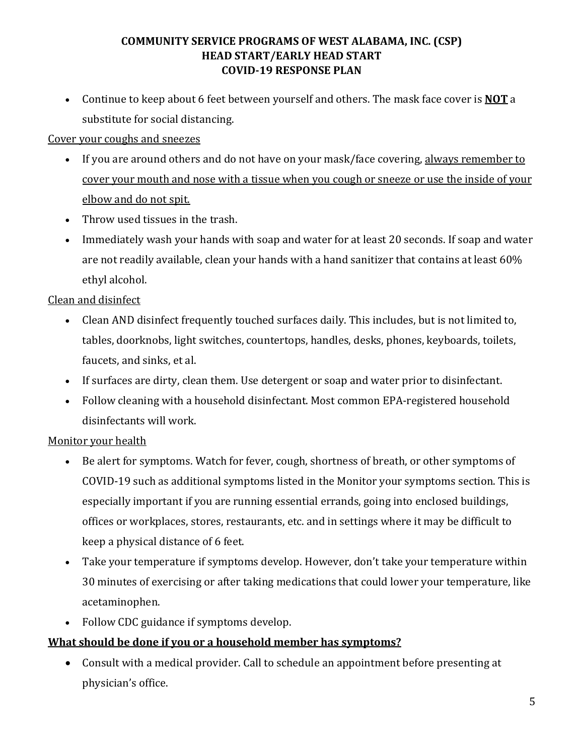- Continue to keep about 6 feet between yourself and others. The mask face cover is **<u>NOT</u>** a substitute for social distancing.

<u>Cover your coughs and sneezes</u>

- If you are around others and do not have on your mask/face covering, <u>always remember to cover your mouth and nose with a tissue when you cough or sneeze or use the inside of your elbow and do not spit.</u>
- Throw used tissues in the trash.
- Immediately wash your hands with soap and water for at least 20 seconds. If soap and water are not readily available, clean your hands with a hand sanitizer that contains at least 60% ethyl alcohol.

<u>Clean and disinfect</u>

- Clean AND disinfect frequently touched surfaces daily. This includes, but is not limited to, tables, doorknobs, light switches, countertops, handles, desks, phones, keyboards, toilets, faucets, and sinks, et al.
- If surfaces are dirty, clean them. Use detergent or soap and water prior to disinfectant.
- Follow cleaning with a household disinfectant. Most common EPA-registered household disinfectants will work.

<u>Monitor your health</u>

- Be alert for symptoms. Watch for fever, cough, shortness of breath, or other symptoms of COVID-19 such as additional symptoms listed in the Monitor your symptoms section. This is especially important if you are running essential errands, going into enclosed buildings, offices or workplaces, stores, restaurants, etc. and in settings where it may be difficult to keep a physical distance of 6 feet.
- Take your temperature if symptoms develop. However, don't take your temperature within 30 minutes of exercising or after taking medications that could lower your temperature, like acetaminophen.
- Follow CDC guidance if symptoms develop.

**<u>What should be done if you or a household member has symptoms?</u>**

- Consult with a medical provider. Call to schedule an appointment before presenting at physician's office.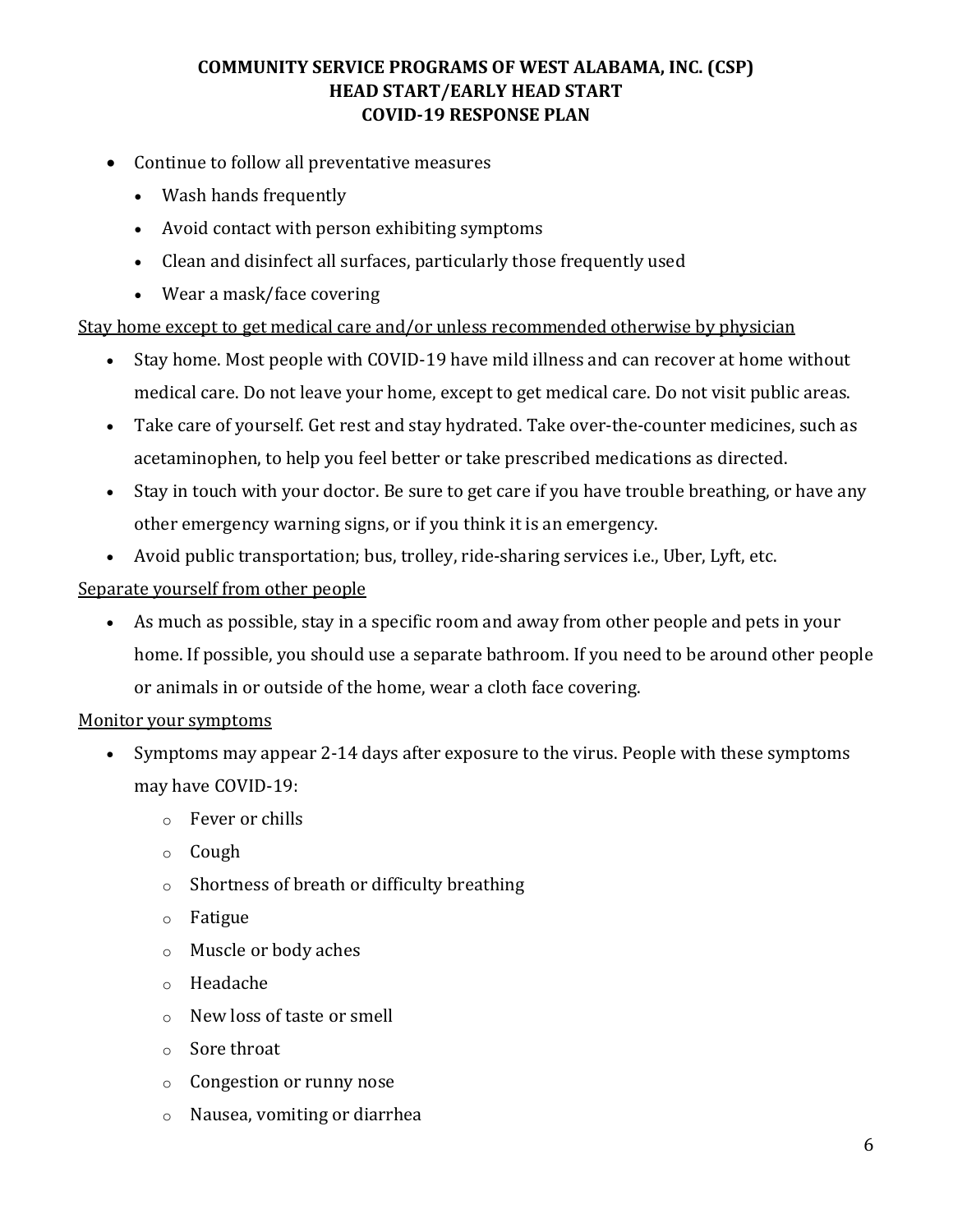- Continue to follow all preventative measures
  - Wash hands frequently
  - Avoid contact with person exhibiting symptoms
  - Clean and disinfect all surfaces, particularly those frequently used
  - Wear a mask/face covering

<u>Stay home except to get medical care and/or unless recommended otherwise by physician</u>

- Stay home. Most people with COVID-19 have mild illness and can recover at home without medical care. Do not leave your home, except to get medical care. Do not visit public areas.
- Take care of yourself. Get rest and stay hydrated. Take over-the-counter medicines, such as acetaminophen, to help you feel better or take prescribed medications as directed.
- Stay in touch with your doctor. Be sure to get care if you have trouble breathing, or have any other emergency warning signs, or if you think it is an emergency.
- Avoid public transportation; bus, trolley, ride-sharing services i.e., Uber, Lyft, etc.

<u>Separate yourself from other people</u>

- As much as possible, stay in a specific room and away from other people and pets in your home. If possible, you should use a separate bathroom. If you need to be around other people or animals in or outside of the home, wear a cloth face covering.

<u>Monitor your symptoms</u>

- Symptoms may appear 2-14 days after exposure to the virus. People with these symptoms may have COVID-19:
  - Fever or chills
  - Cough
  - Shortness of breath or difficulty breathing
  - Fatigue
  - Muscle or body aches
  - Headache
  - New loss of taste or smell
  - Sore throat
  - Congestion or runny nose
  - Nausea, vomiting or diarrhea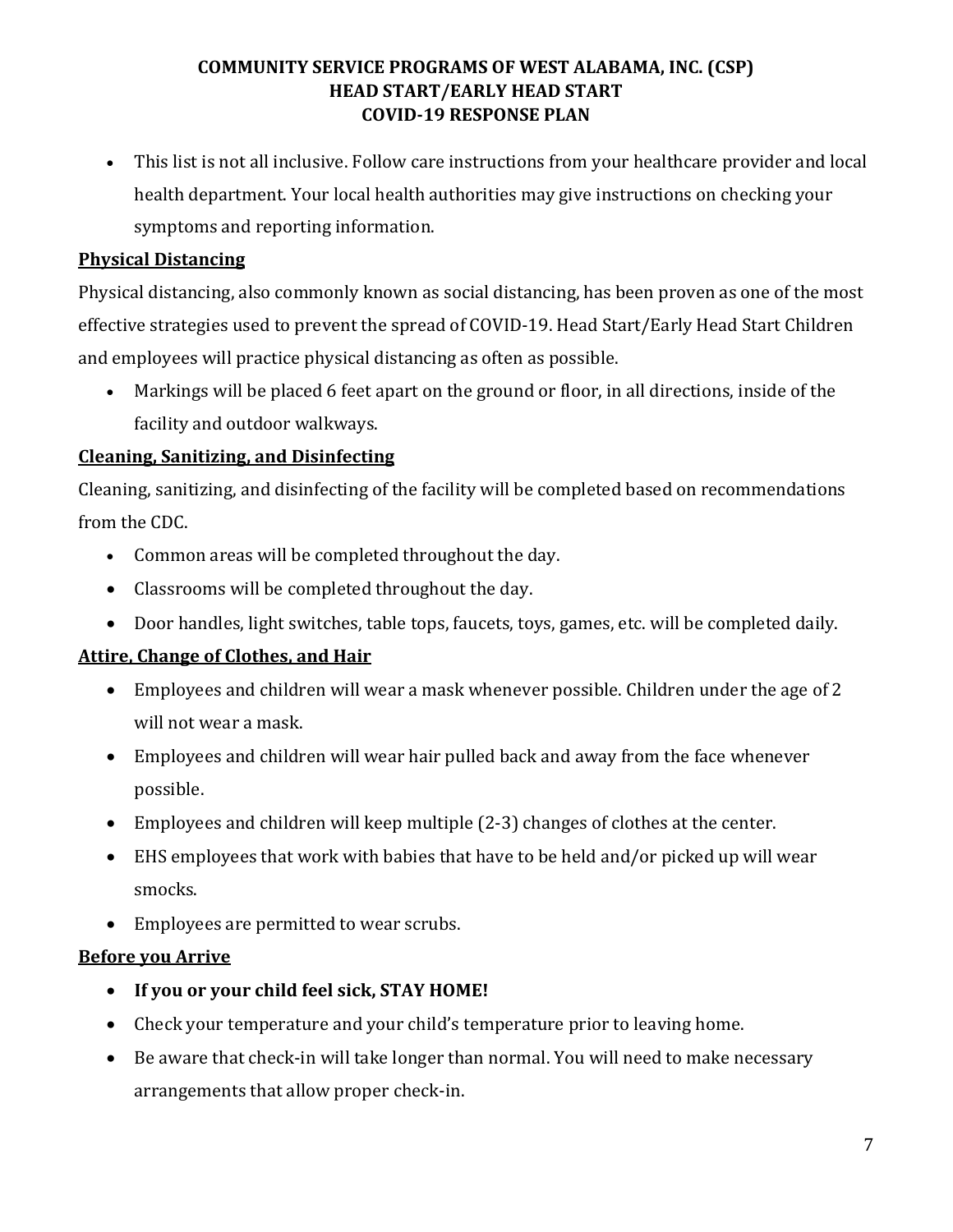- This list is not all inclusive. Follow care instructions from your healthcare provider and local health department. Your local health authorities may give instructions on checking your symptoms and reporting information.

**Physical Distancing**

Physical distancing, also commonly known as social distancing, has been proven as one of the most effective strategies used to prevent the spread of COVID-19. Head Start/Early Head Start Children and employees will practice physical distancing as often as possible.

- Markings will be placed 6 feet apart on the ground or floor, in all directions, inside of the facility and outdoor walkways.

**Cleaning, Sanitizing, and Disinfecting**

Cleaning, sanitizing, and disinfecting of the facility will be completed based on recommendations from the CDC.

- Common areas will be completed throughout the day.
- Classrooms will be completed throughout the day.
- Door handles, light switches, table tops, faucets, toys, games, etc. will be completed daily.

**Attire, Change of Clothes, and Hair**

- Employees and children will wear a mask whenever possible. Children under the age of 2 will not wear a mask.
- Employees and children will wear hair pulled back and away from the face whenever possible.
- Employees and children will keep multiple (2-3) changes of clothes at the center.
- EHS employees that work with babies that have to be held and/or picked up will wear smocks.
- Employees are permitted to wear scrubs.

**Before you Arrive**

- **If you or your child feel sick, STAY HOME!**
- Check your temperature and your child's temperature prior to leaving home.
- Be aware that check-in will take longer than normal. You will need to make necessary arrangements that allow proper check-in.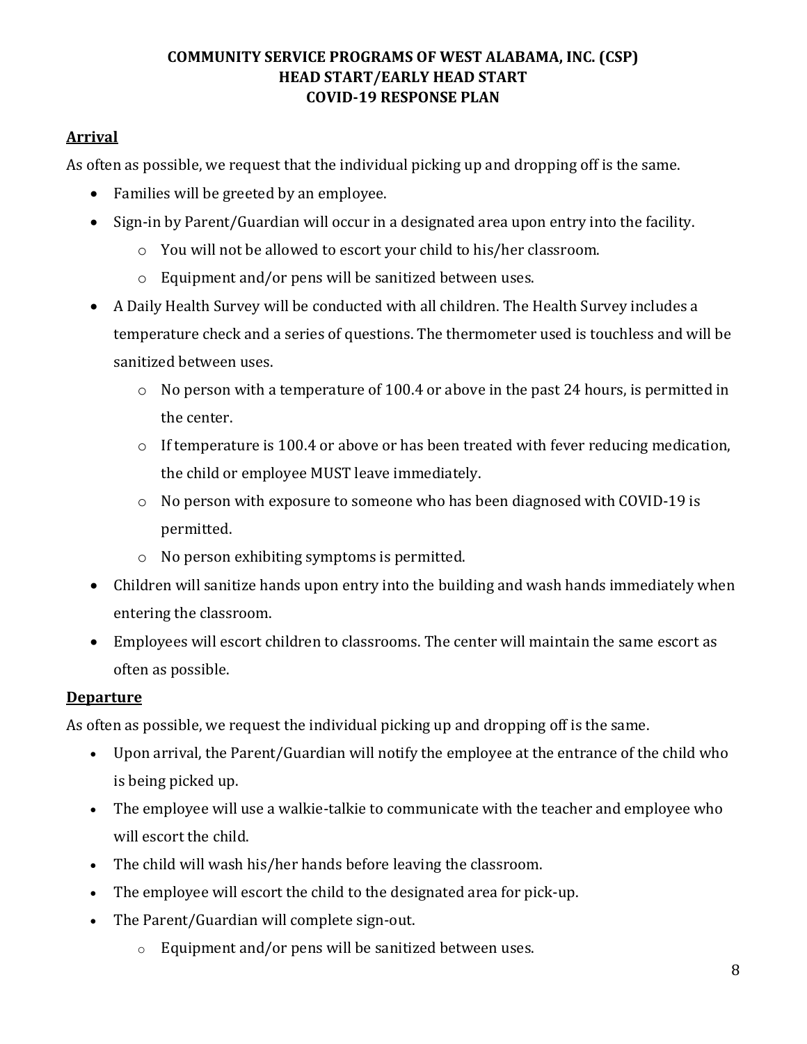# COMMUNITY SERVICE PROGRAMS OF WEST ALABAMA, INC. (CSP)
# HEAD START/EARLY HEAD START
# COVID-19 RESPONSE PLAN

## Arrival

As often as possible, we request that the individual picking up and dropping off is the same.

- Families will be greeted by an employee.
- Sign-in by Parent/Guardian will occur in a designated area upon entry into the facility.
  - You will not be allowed to escort your child to his/her classroom.
  - Equipment and/or pens will be sanitized between uses.
- A Daily Health Survey will be conducted with all children. The Health Survey includes a temperature check and a series of questions. The thermometer used is touchless and will be sanitized between uses.
  - No person with a temperature of 100.4 or above in the past 24 hours, is permitted in the center.
  - If temperature is 100.4 or above or has been treated with fever reducing medication, the child or employee MUST leave immediately.
  - No person with exposure to someone who has been diagnosed with COVID-19 is permitted.
  - No person exhibiting symptoms is permitted.
- Children will sanitize hands upon entry into the building and wash hands immediately when entering the classroom.
- Employees will escort children to classrooms. The center will maintain the same escort as often as possible.

## Departure

As often as possible, we request the individual picking up and dropping off is the same.

- Upon arrival, the Parent/Guardian will notify the employee at the entrance of the child who is being picked up.
- The employee will use a walkie-talkie to communicate with the teacher and employee who will escort the child.
- The child will wash his/her hands before leaving the classroom.
- The employee will escort the child to the designated area for pick-up.
- The Parent/Guardian will complete sign-out.
  - Equipment and/or pens will be sanitized between uses.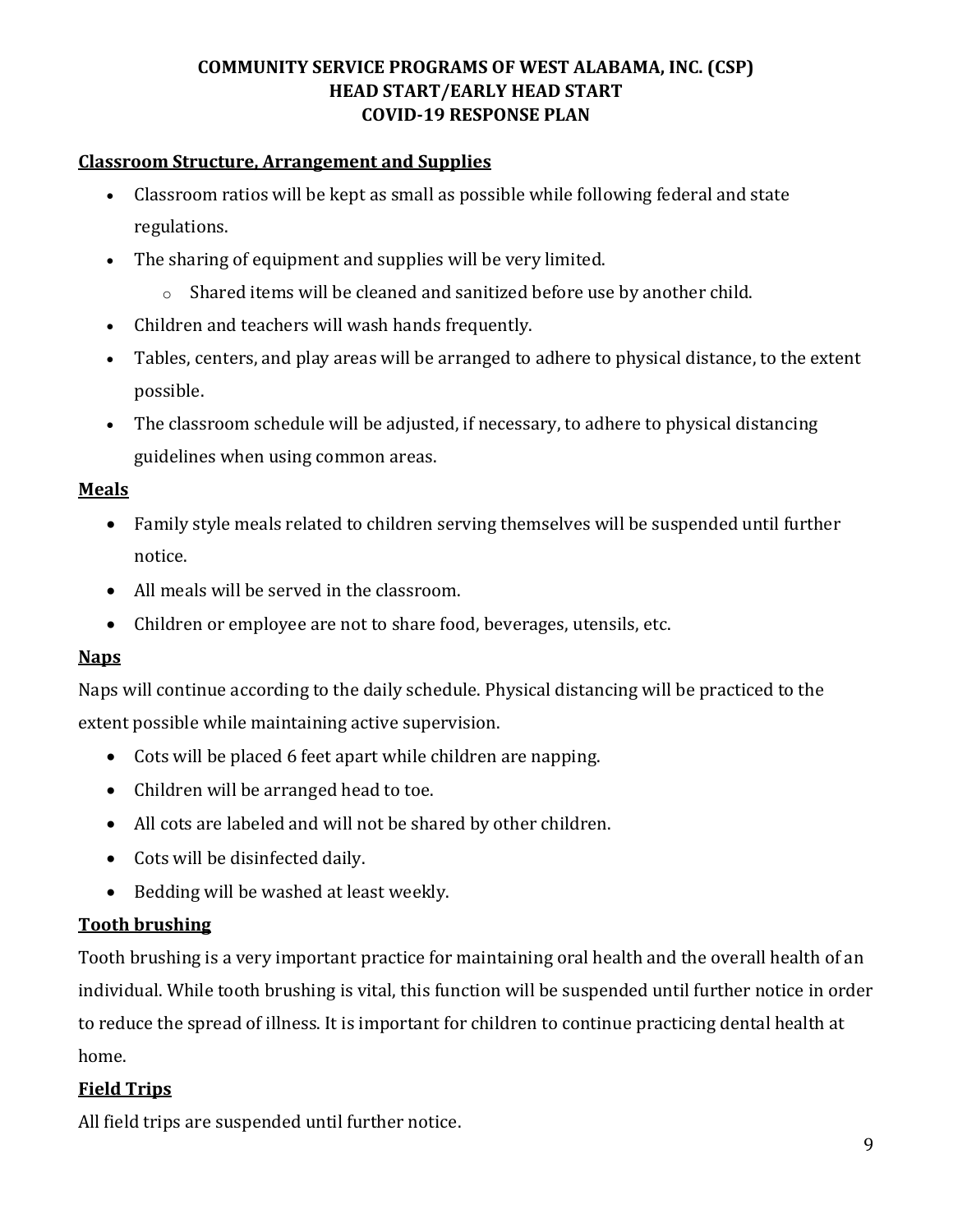**COMMUNITY SERVICE PROGRAMS OF WEST ALABAMA, INC. (CSP)**
**HEAD START/EARLY HEAD START**
**COVID-19 RESPONSE PLAN**

## Classroom Structure, Arrangement and Supplies

- Classroom ratios will be kept as small as possible while following federal and state regulations.
- The sharing of equipment and supplies will be very limited.
    - Shared items will be cleaned and sanitized before use by another child.
- Children and teachers will wash hands frequently.
- Tables, centers, and play areas will be arranged to adhere to physical distance, to the extent possible.
- The classroom schedule will be adjusted, if necessary, to adhere to physical distancing guidelines when using common areas.

## Meals

- Family style meals related to children serving themselves will be suspended until further notice.
- All meals will be served in the classroom.
- Children or employee are not to share food, beverages, utensils, etc.

## Naps

Naps will continue according to the daily schedule. Physical distancing will be practiced to the extent possible while maintaining active supervision.

- Cots will be placed 6 feet apart while children are napping.
- Children will be arranged head to toe.
- All cots are labeled and will not be shared by other children.
- Cots will be disinfected daily.
- Bedding will be washed at least weekly.

## Tooth brushing

Tooth brushing is a very important practice for maintaining oral health and the overall health of an individual. While tooth brushing is vital, this function will be suspended until further notice in order to reduce the spread of illness. It is important for children to continue practicing dental health at home.

## Field Trips

All field trips are suspended until further notice.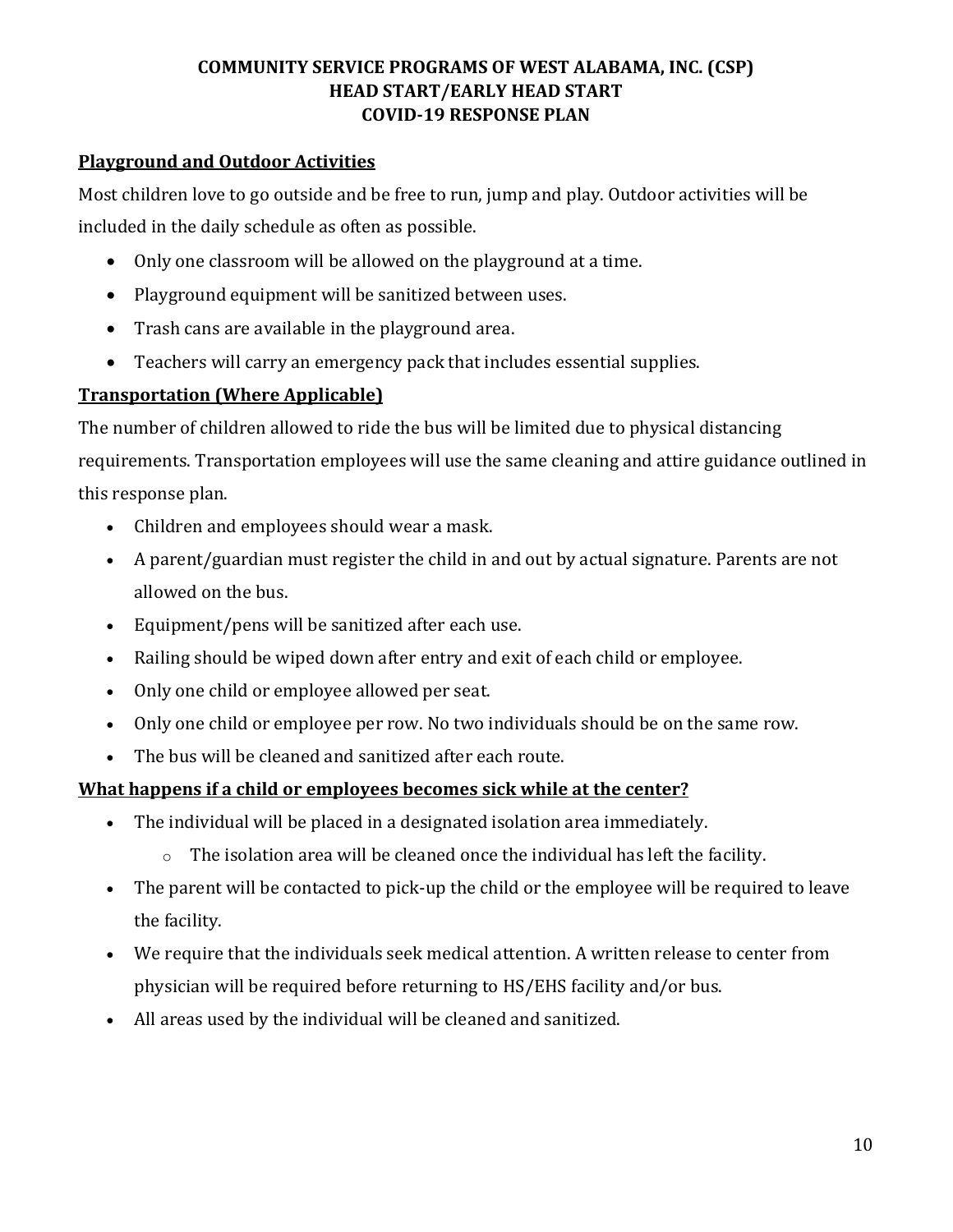# COMMUNITY SERVICE PROGRAMS OF WEST ALABAMA, INC. (CSP)
# HEAD START/EARLY HEAD START
# COVID-19 RESPONSE PLAN

## Playground and Outdoor Activities

Most children love to go outside and be free to run, jump and play. Outdoor activities will be included in the daily schedule as often as possible.

- Only one classroom will be allowed on the playground at a time.
- Playground equipment will be sanitized between uses.
- Trash cans are available in the playground area.
- Teachers will carry an emergency pack that includes essential supplies.

## Transportation (Where Applicable)

The number of children allowed to ride the bus will be limited due to physical distancing requirements. Transportation employees will use the same cleaning and attire guidance outlined in this response plan.

- Children and employees should wear a mask.
- A parent/guardian must register the child in and out by actual signature. Parents are not allowed on the bus.
- Equipment/pens will be sanitized after each use.
- Railing should be wiped down after entry and exit of each child or employee.
- Only one child or employee allowed per seat.
- Only one child or employee per row. No two individuals should be on the same row.
- The bus will be cleaned and sanitized after each route.

## What happens if a child or employees becomes sick while at the center?

- The individual will be placed in a designated isolation area immediately.
  - The isolation area will be cleaned once the individual has left the facility.
- The parent will be contacted to pick-up the child or the employee will be required to leave the facility.
- We require that the individuals seek medical attention. A written release to center from physician will be required before returning to HS/EHS facility and/or bus.
- All areas used by the individual will be cleaned and sanitized.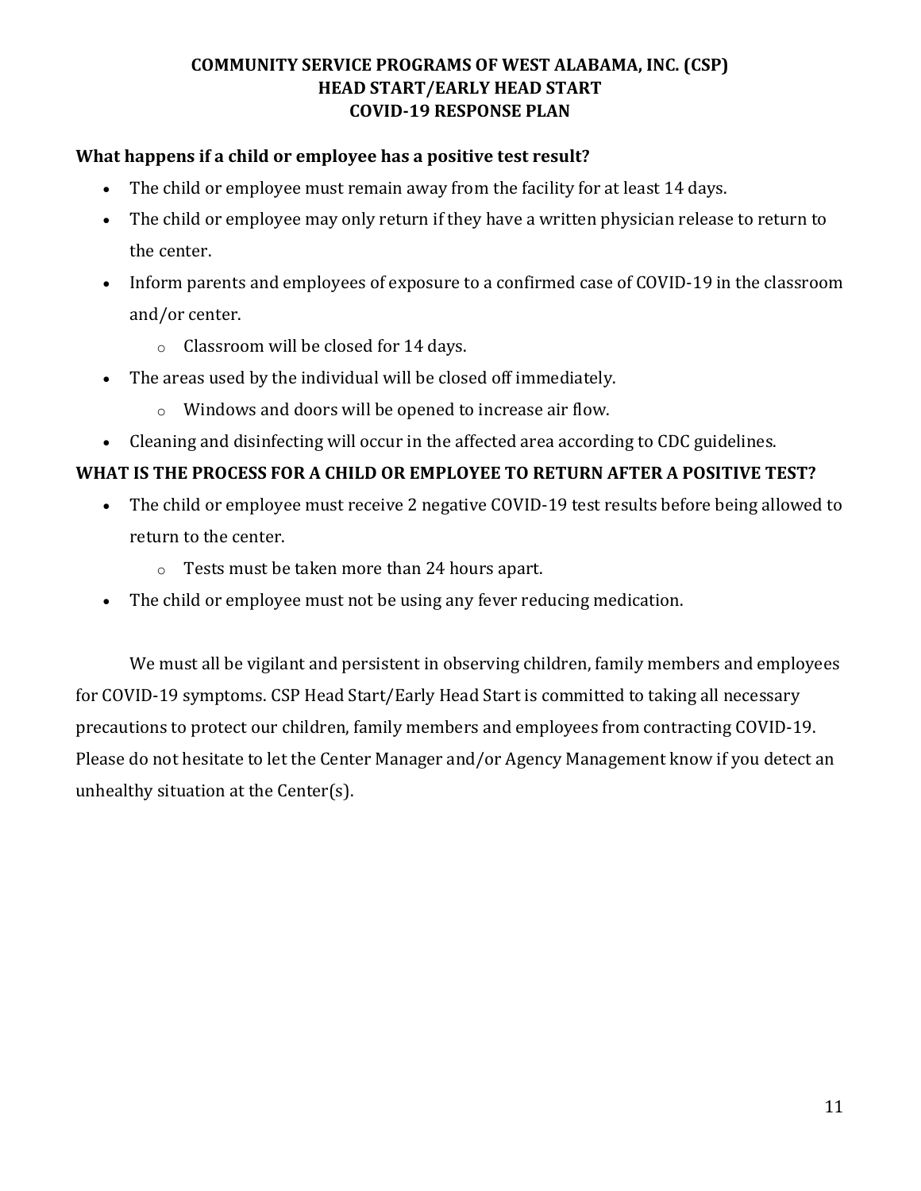**COMMUNITY SERVICE PROGRAMS OF WEST ALABAMA, INC. (CSP)**
**HEAD START/EARLY HEAD START**
**COVID-19 RESPONSE PLAN**

### What happens if a child or employee has a positive test result?

- The child or employee must remain away from the facility for at least 14 days.
- The child or employee may only return if they have a written physician release to return to the center.
- Inform parents and employees of exposure to a confirmed case of COVID-19 in the classroom and/or center.
  - Classroom will be closed for 14 days.
- The areas used by the individual will be closed off immediately.
  - Windows and doors will be opened to increase air flow.
- Cleaning and disinfecting will occur in the affected area according to CDC guidelines.

### WHAT IS THE PROCESS FOR A CHILD OR EMPLOYEE TO RETURN AFTER A POSITIVE TEST?

- The child or employee must receive 2 negative COVID-19 test results before being allowed to return to the center.
  - Tests must be taken more than 24 hours apart.
- The child or employee must not be using any fever reducing medication.

We must all be vigilant and persistent in observing children, family members and employees for COVID-19 symptoms. CSP Head Start/Early Head Start is committed to taking all necessary precautions to protect our children, family members and employees from contracting COVID-19. Please do not hesitate to let the Center Manager and/or Agency Management know if you detect an unhealthy situation at the Center(s).